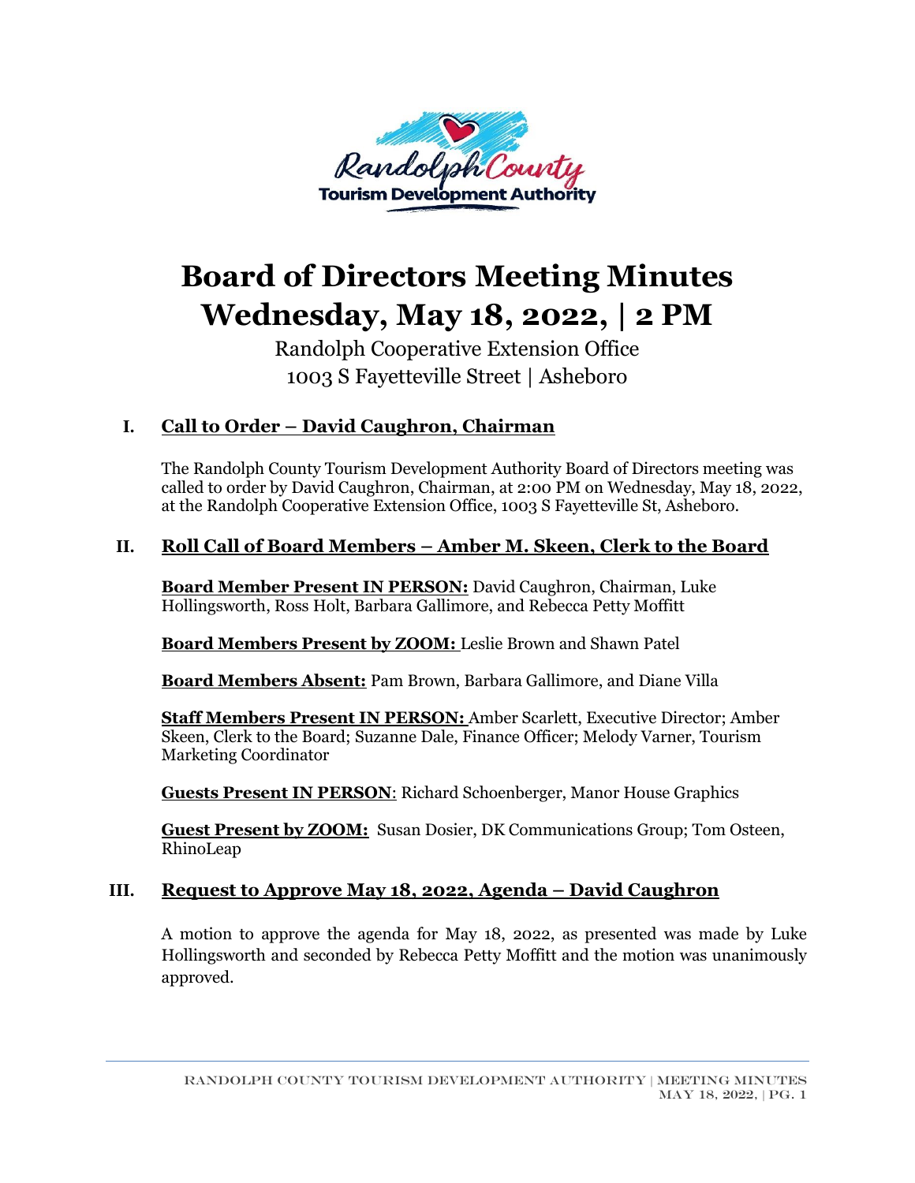Randolph County Tourism Development Authority

# Board of Directors Meeting Minutes
# Wednesday, May 18, 2022, | 2 PM

Randolph Cooperative Extension Office
1003 S Fayetteville Street | Asheboro

## I. Call to Order – David Caughron, Chairman

The Randolph County Tourism Development Authority Board of Directors meeting was called to order by David Caughron, Chairman, at 2:00 PM on Wednesday, May 18, 2022, at the Randolph Cooperative Extension Office, 1003 S Fayetteville St, Asheboro.

## II. Roll Call of Board Members – Amber M. Skeen, Clerk to the Board

**Board Member Present IN PERSON:** David Caughron, Chairman, Luke Hollingsworth, Ross Holt, Barbara Gallimore, and Rebecca Petty Moffitt

**Board Members Present by ZOOM:** Leslie Brown and Shawn Patel

**Board Members Absent:** Pam Brown, Barbara Gallimore, and Diane Villa

**Staff Members Present IN PERSON:** Amber Scarlett, Executive Director; Amber Skeen, Clerk to the Board; Suzanne Dale, Finance Officer; Melody Varner, Tourism Marketing Coordinator

**Guests Present IN PERSON**: Richard Schoenberger, Manor House Graphics

**Guest Present by ZOOM:** Susan Dosier, DK Communications Group; Tom Osteen, RhinoLeap

## III. Request to Approve May 18, 2022, Agenda – David Caughron

A motion to approve the agenda for May 18, 2022, as presented was made by Luke Hollingsworth and seconded by Rebecca Petty Moffitt and the motion was unanimously approved.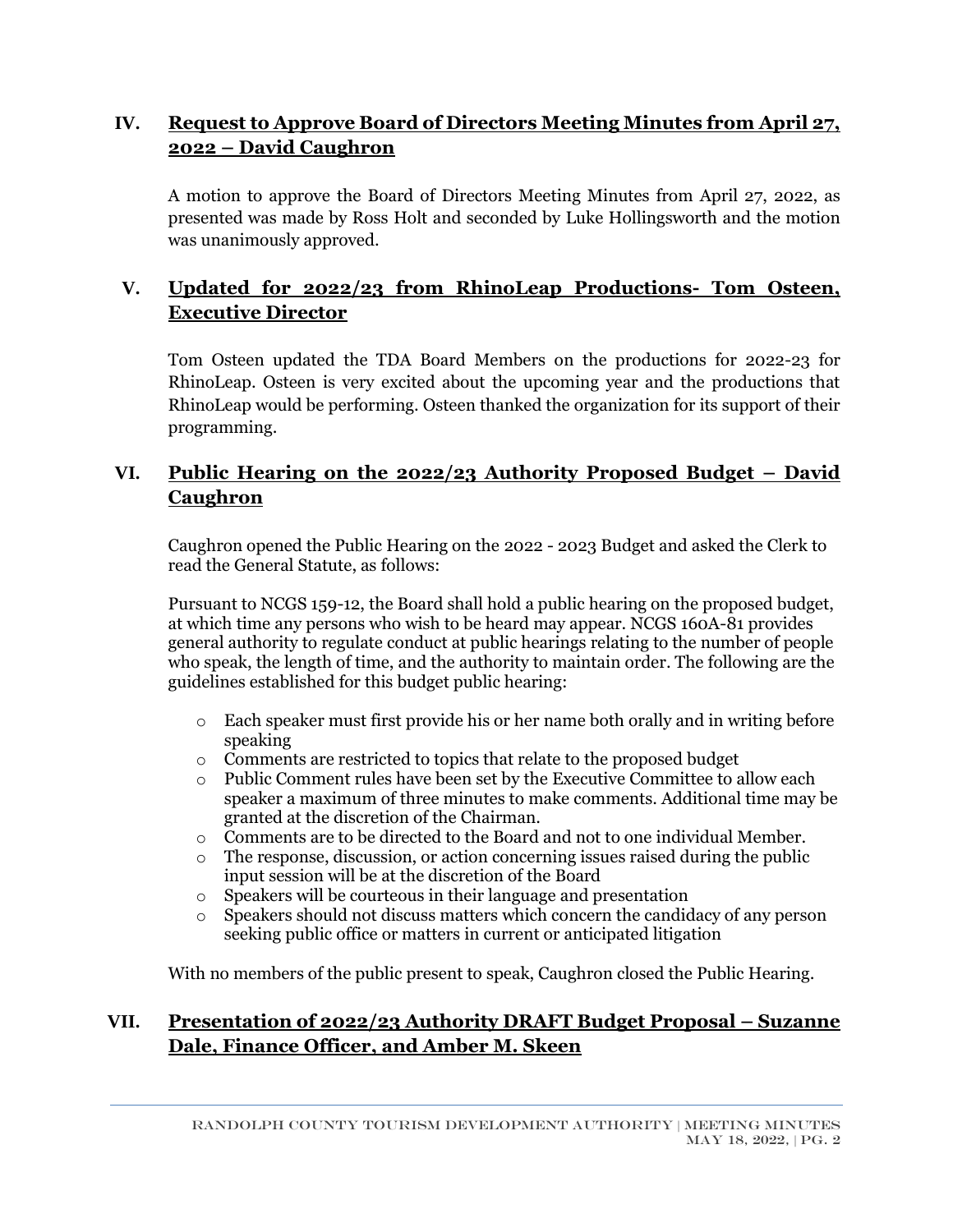## IV. Request to Approve Board of Directors Meeting Minutes from April 27, 2022 – David Caughron

A motion to approve the Board of Directors Meeting Minutes from April 27, 2022, as presented was made by Ross Holt and seconded by Luke Hollingsworth and the motion was unanimously approved.

## V. Updated for 2022/23 from RhinoLeap Productions- Tom Osteen, Executive Director

Tom Osteen updated the TDA Board Members on the productions for 2022-23 for RhinoLeap. Osteen is very excited about the upcoming year and the productions that RhinoLeap would be performing. Osteen thanked the organization for its support of their programming.

## VI. Public Hearing on the 2022/23 Authority Proposed Budget – David Caughron

Caughron opened the Public Hearing on the 2022 - 2023 Budget and asked the Clerk to read the General Statute, as follows:

Pursuant to NCGS 159-12, the Board shall hold a public hearing on the proposed budget, at which time any persons who wish to be heard may appear. NCGS 160A-81 provides general authority to regulate conduct at public hearings relating to the number of people who speak, the length of time, and the authority to maintain order. The following are the guidelines established for this budget public hearing:

- Each speaker must first provide his or her name both orally and in writing before speaking
- Comments are restricted to topics that relate to the proposed budget
- Public Comment rules have been set by the Executive Committee to allow each speaker a maximum of three minutes to make comments. Additional time may be granted at the discretion of the Chairman.
- Comments are to be directed to the Board and not to one individual Member.
- The response, discussion, or action concerning issues raised during the public input session will be at the discretion of the Board
- Speakers will be courteous in their language and presentation
- Speakers should not discuss matters which concern the candidacy of any person seeking public office or matters in current or anticipated litigation

With no members of the public present to speak, Caughron closed the Public Hearing.

## VII. Presentation of 2022/23 Authority DRAFT Budget Proposal – Suzanne Dale, Finance Officer, and Amber M. Skeen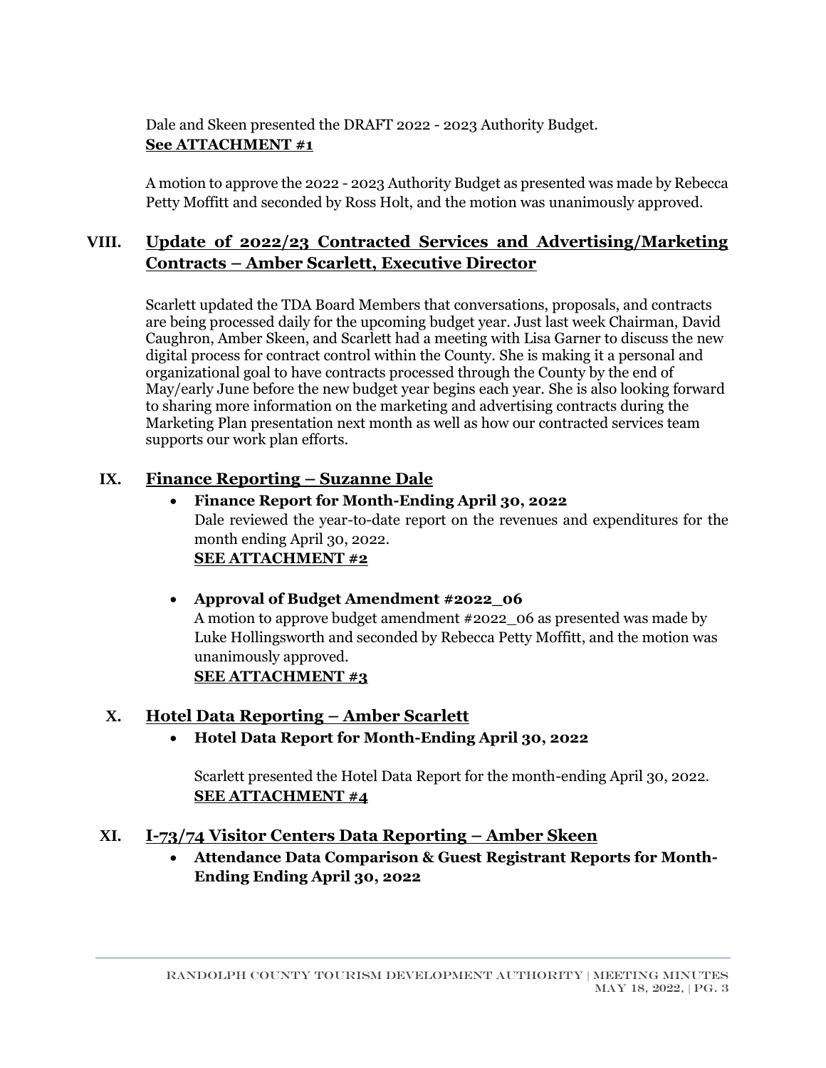Dale and Skeen presented the DRAFT 2022 - 2023 Authority Budget.
**See ATTACHMENT #1**

A motion to approve the 2022 - 2023 Authority Budget as presented was made by Rebecca Petty Moffitt and seconded by Ross Holt, and the motion was unanimously approved.

## VIII. Update of 2022/23 Contracted Services and Advertising/Marketing Contracts – Amber Scarlett, Executive Director

Scarlett updated the TDA Board Members that conversations, proposals, and contracts are being processed daily for the upcoming budget year. Just last week Chairman, David Caughron, Amber Skeen, and Scarlett had a meeting with Lisa Garner to discuss the new digital process for contract control within the County. She is making it a personal and organizational goal to have contracts processed through the County by the end of May/early June before the new budget year begins each year. She is also looking forward to sharing more information on the marketing and advertising contracts during the Marketing Plan presentation next month as well as how our contracted services team supports our work plan efforts.

## IX. Finance Reporting – Suzanne Dale

- **Finance Report for Month-Ending April 30, 2022**
  Dale reviewed the year-to-date report on the revenues and expenditures for the month ending April 30, 2022.
  **SEE ATTACHMENT #2**

- **Approval of Budget Amendment #2022_06**
  A motion to approve budget amendment #2022_06 as presented was made by Luke Hollingsworth and seconded by Rebecca Petty Moffitt, and the motion was unanimously approved.
  **SEE ATTACHMENT #3**

## X. Hotel Data Reporting – Amber Scarlett

- **Hotel Data Report for Month-Ending April 30, 2022**

  Scarlett presented the Hotel Data Report for the month-ending April 30, 2022.
  **SEE ATTACHMENT #4**

## XI. I-73/74 Visitor Centers Data Reporting – Amber Skeen

- **Attendance Data Comparison & Guest Registrant Reports for Month-Ending Ending April 30, 2022**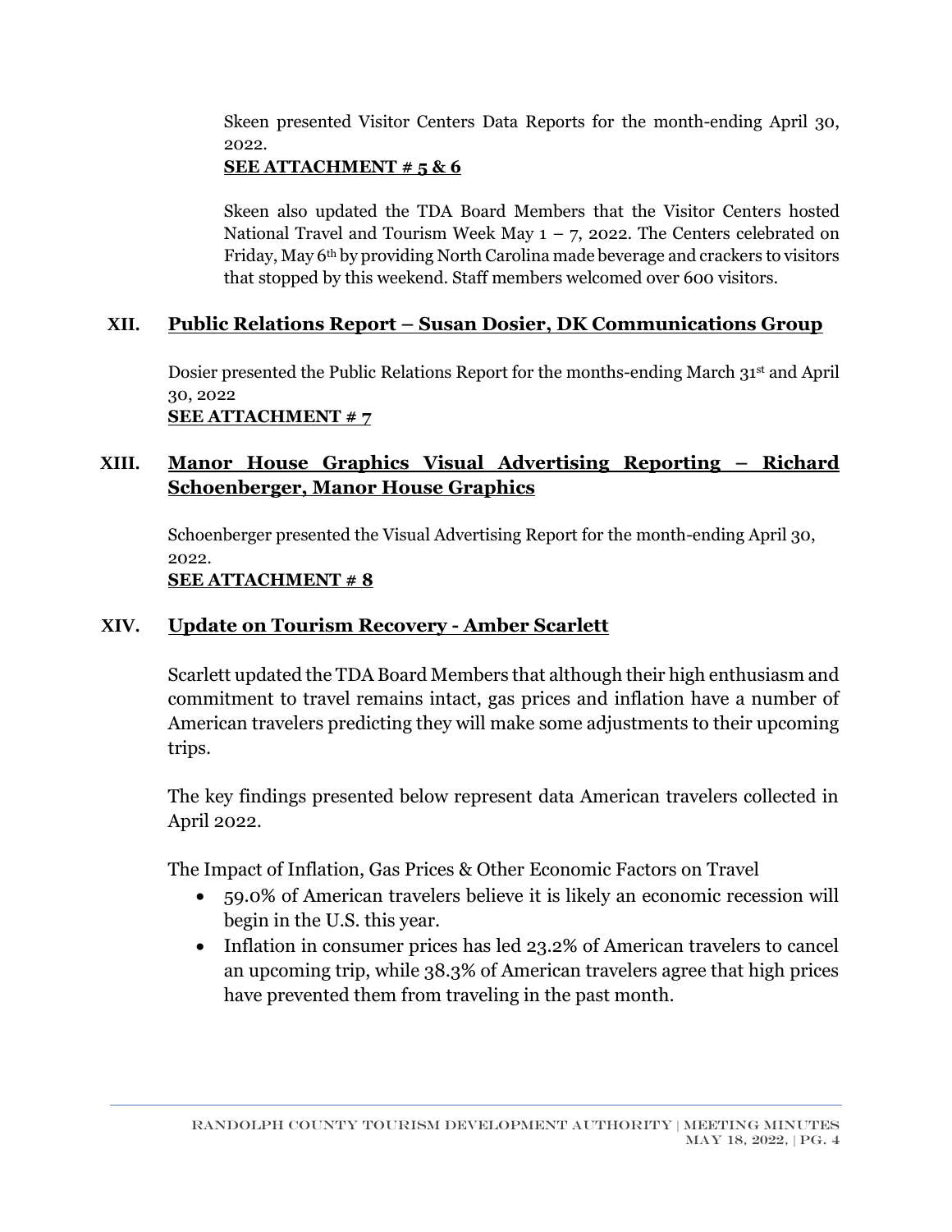Skeen presented Visitor Centers Data Reports for the month-ending April 30, 2022.

**SEE ATTACHMENT # 5 & 6**

Skeen also updated the TDA Board Members that the Visitor Centers hosted National Travel and Tourism Week May 1 – 7, 2022. The Centers celebrated on Friday, May 6th by providing North Carolina made beverage and crackers to visitors that stopped by this weekend. Staff members welcomed over 600 visitors.

## XII. Public Relations Report – Susan Dosier, DK Communications Group

Dosier presented the Public Relations Report for the months-ending March 31st and April 30, 2022

**SEE ATTACHMENT # 7**

## XIII. Manor House Graphics Visual Advertising Reporting – Richard Schoenberger, Manor House Graphics

Schoenberger presented the Visual Advertising Report for the month-ending April 30, 2022.

**SEE ATTACHMENT # 8**

## XIV. Update on Tourism Recovery - Amber Scarlett

Scarlett updated the TDA Board Members that although their high enthusiasm and commitment to travel remains intact, gas prices and inflation have a number of American travelers predicting they will make some adjustments to their upcoming trips.

The key findings presented below represent data American travelers collected in April 2022.

The Impact of Inflation, Gas Prices & Other Economic Factors on Travel

- 59.0% of American travelers believe it is likely an economic recession will begin in the U.S. this year.
- Inflation in consumer prices has led 23.2% of American travelers to cancel an upcoming trip, while 38.3% of American travelers agree that high prices have prevented them from traveling in the past month.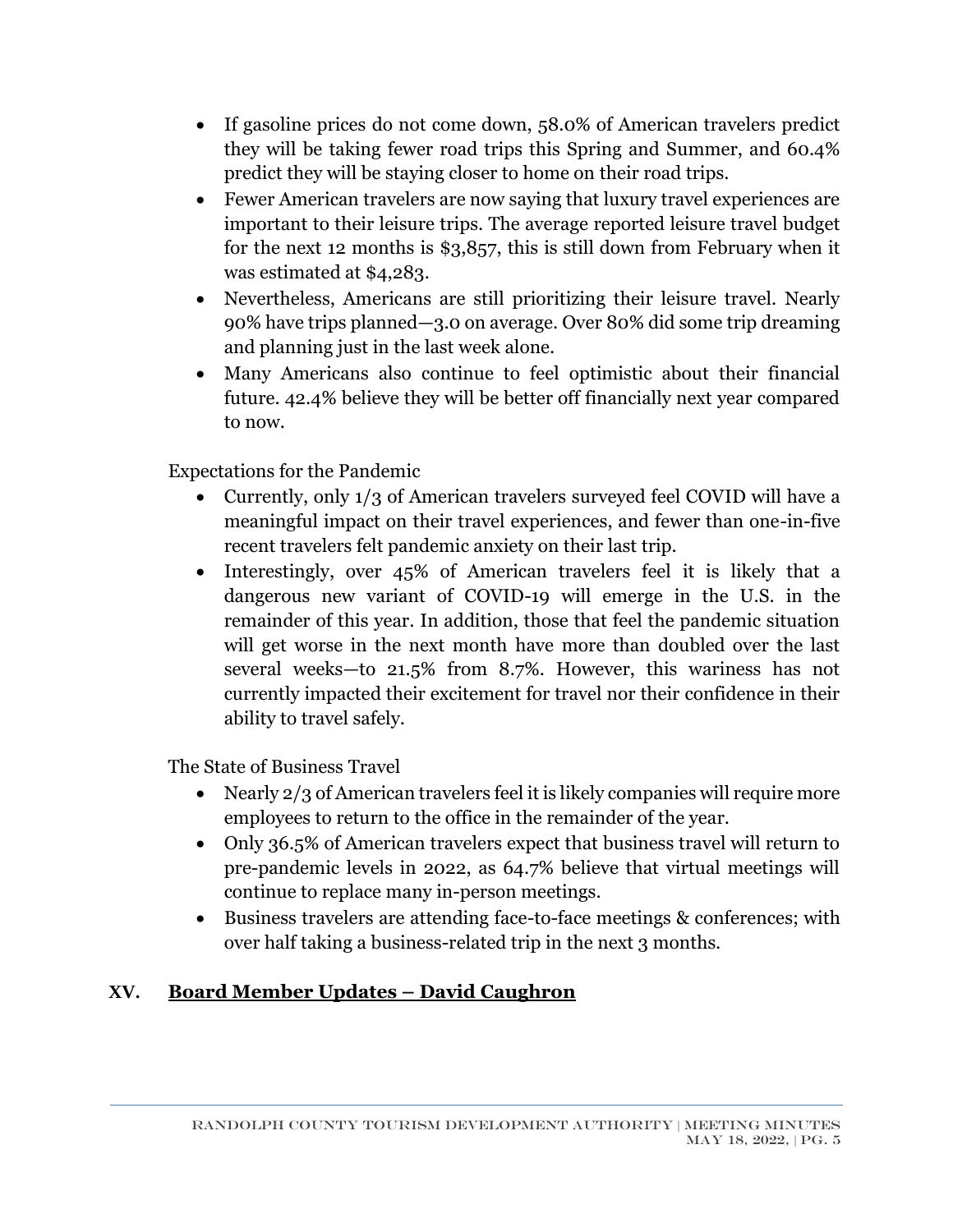- If gasoline prices do not come down, 58.0% of American travelers predict they will be taking fewer road trips this Spring and Summer, and 60.4% predict they will be staying closer to home on their road trips.
- Fewer American travelers are now saying that luxury travel experiences are important to their leisure trips. The average reported leisure travel budget for the next 12 months is $3,857, this is still down from February when it was estimated at $4,283.
- Nevertheless, Americans are still prioritizing their leisure travel. Nearly 90% have trips planned—3.0 on average. Over 80% did some trip dreaming and planning just in the last week alone.
- Many Americans also continue to feel optimistic about their financial future. 42.4% believe they will be better off financially next year compared to now.

Expectations for the Pandemic

- Currently, only 1/3 of American travelers surveyed feel COVID will have a meaningful impact on their travel experiences, and fewer than one-in-five recent travelers felt pandemic anxiety on their last trip.
- Interestingly, over 45% of American travelers feel it is likely that a dangerous new variant of COVID-19 will emerge in the U.S. in the remainder of this year. In addition, those that feel the pandemic situation will get worse in the next month have more than doubled over the last several weeks—to 21.5% from 8.7%. However, this wariness has not currently impacted their excitement for travel nor their confidence in their ability to travel safely.

The State of Business Travel

- Nearly 2/3 of American travelers feel it is likely companies will require more employees to return to the office in the remainder of the year.
- Only 36.5% of American travelers expect that business travel will return to pre-pandemic levels in 2022, as 64.7% believe that virtual meetings will continue to replace many in-person meetings.
- Business travelers are attending face-to-face meetings & conferences; with over half taking a business-related trip in the next 3 months.

## XV. Board Member Updates – David Caughron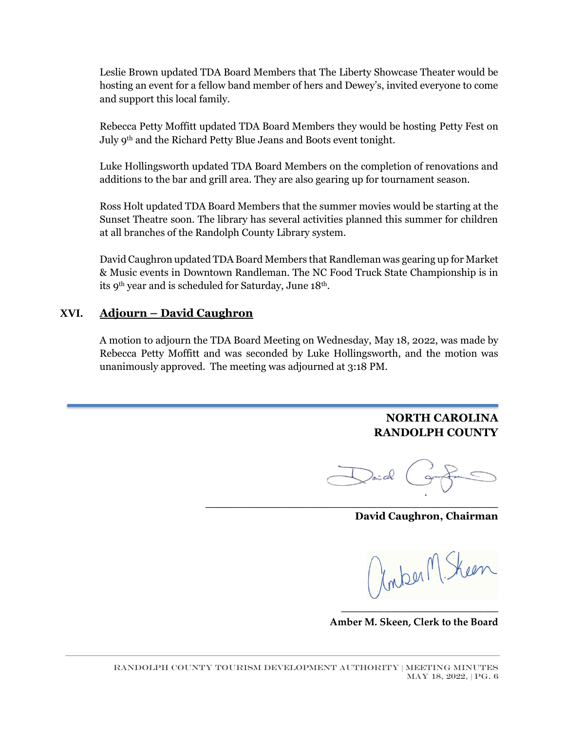Leslie Brown updated TDA Board Members that The Liberty Showcase Theater would be hosting an event for a fellow band member of hers and Dewey's, invited everyone to come and support this local family.

Rebecca Petty Moffitt updated TDA Board Members they would be hosting Petty Fest on July 9th and the Richard Petty Blue Jeans and Boots event tonight.

Luke Hollingsworth updated TDA Board Members on the completion of renovations and additions to the bar and grill area. They are also gearing up for tournament season.

Ross Holt updated TDA Board Members that the summer movies would be starting at the Sunset Theatre soon. The library has several activities planned this summer for children at all branches of the Randolph County Library system.

David Caughron updated TDA Board Members that Randleman was gearing up for Market & Music events in Downtown Randleman. The NC Food Truck State Championship is in its 9th year and is scheduled for Saturday, June 18th.

## XVI. Adjourn – David Caughron

A motion to adjourn the TDA Board Meeting on Wednesday, May 18, 2022, was made by Rebecca Petty Moffitt and was seconded by Luke Hollingsworth, and the motion was unanimously approved. The meeting was adjourned at 3:18 PM.

---

**NORTH CAROLINA**
**RANDOLPH COUNTY**

\_\_\_\_\_\_\_\_\_\_\_\_\_\_\_\_\_\_\_\_\_\_\_\_\_\_\_\_\_\_\_\_\_\_\_\_\_\_\_\_
**David Caughron, Chairman**

\_\_\_\_\_\_\_\_\_\_\_\_\_\_\_\_\_\_\_\_\_\_\_\_\_\_\_\_\_\_
**Amber M. Skeen, Clerk to the Board**